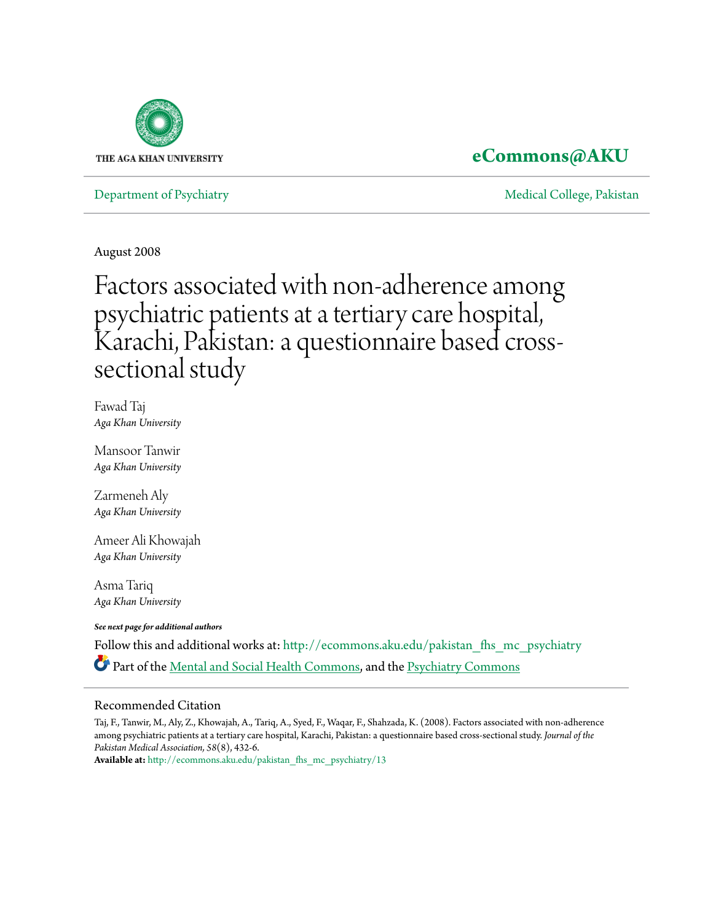THE AGA KHAN UNIVERSITY

**eCommons@AKU**

Department of Psychiatry | Medical College, Pakistan

August 2008

# Factors associated with non-adherence among psychiatric patients at a tertiary care hospital, Karachi, Pakistan: a questionnaire based cross-sectional study

Fawad Taj
*Aga Khan University*

Mansoor Tanwir
*Aga Khan University*

Zarmeneh Aly
*Aga Khan University*

Ameer Ali Khowajah
*Aga Khan University*

Asma Tariq
*Aga Khan University*

***See next page for additional authors***

Follow this and additional works at: http://ecommons.aku.edu/pakistan_fhs_mc_psychiatry

Part of the Mental and Social Health Commons, and the Psychiatry Commons

## Recommended Citation

Taj, F., Tanwir, M., Aly, Z., Khowajah, A., Tariq, A., Syed, F., Waqar, F., Shahzada, K. (2008). Factors associated with non-adherence among psychiatric patients at a tertiary care hospital, Karachi, Pakistan: a questionnaire based cross-sectional study. *Journal of the Pakistan Medical Association, 58*(8), 432-6.

**Available at:** http://ecommons.aku.edu/pakistan_fhs_mc_psychiatry/13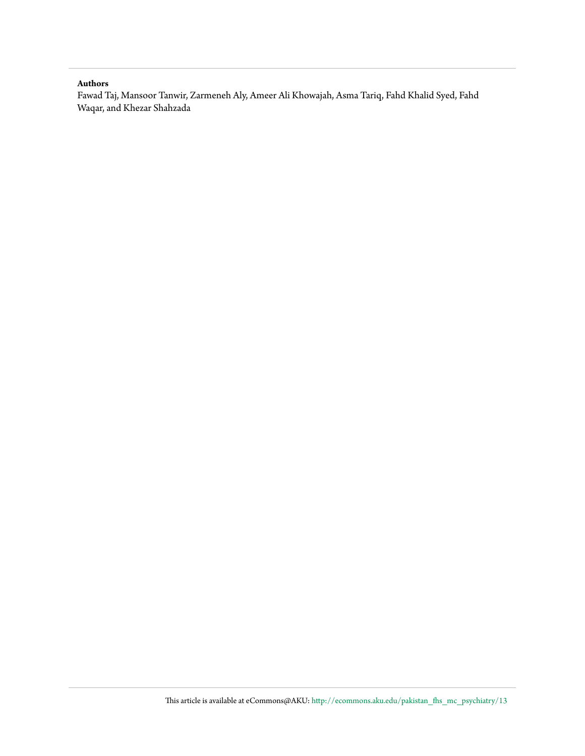**Authors**

Fawad Taj, Mansoor Tanwir, Zarmeneh Aly, Ameer Ali Khowajah, Asma Tariq, Fahd Khalid Syed, Fahd Waqar, and Khezar Shahzada

This article is available at eCommons@AKU: http://ecommons.aku.edu/pakistan_fhs_mc_psychiatry/13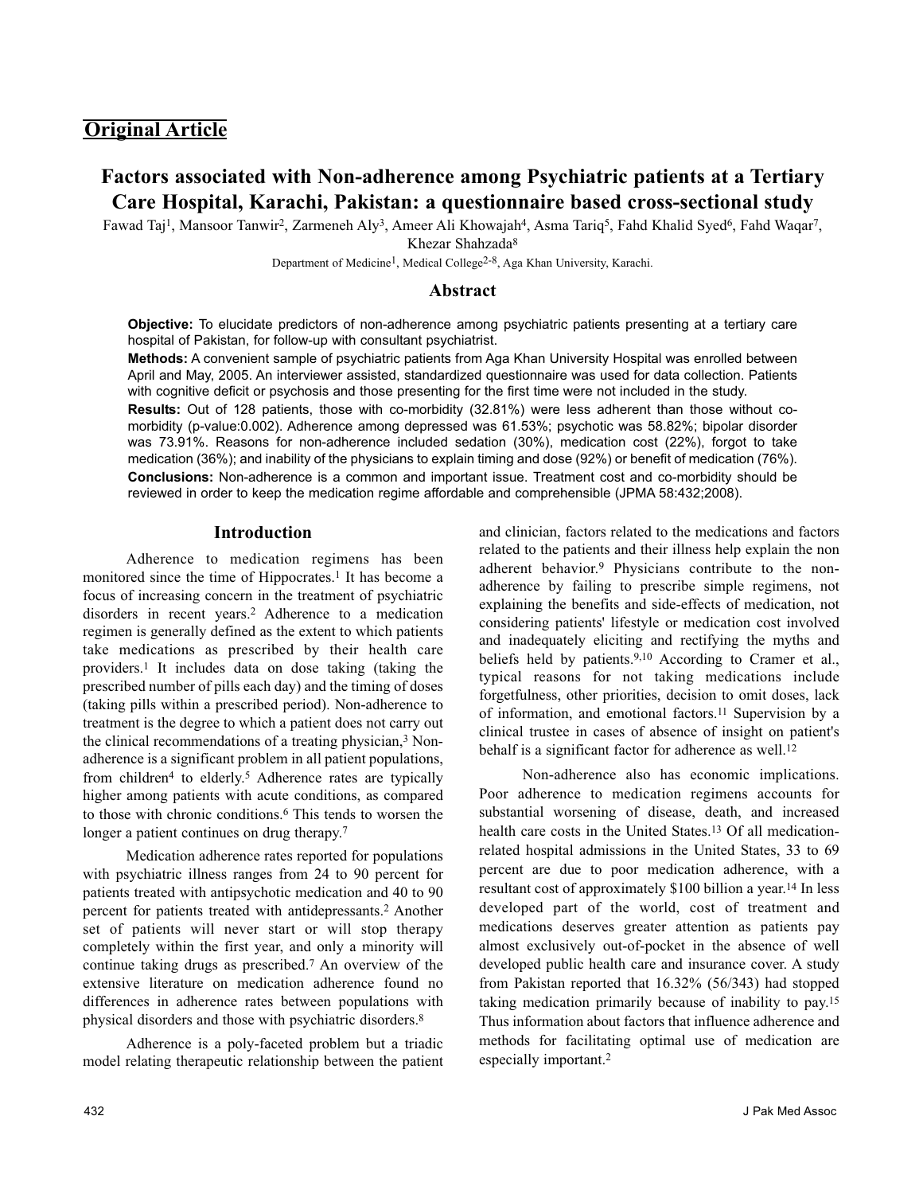## Original Article

# Factors associated with Non-adherence among Psychiatric patients at a Tertiary Care Hospital, Karachi, Pakistan: a questionnaire based cross-sectional study

Fawad Taj[1], Mansoor Tanwir[2], Zarmeneh Aly[3], Ameer Ali Khowajah[4], Asma Tariq[5], Fahd Khalid Syed[6], Fahd Waqar[7], Khezar Shahzada[8]

Department of Medicine[1], Medical College[2-8], Aga Khan University, Karachi.

## Abstract

**Objective:** To elucidate predictors of non-adherence among psychiatric patients presenting at a tertiary care hospital of Pakistan, for follow-up with consultant psychiatrist.

**Methods:** A convenient sample of psychiatric patients from Aga Khan University Hospital was enrolled between April and May, 2005. An interviewer assisted, standardized questionnaire was used for data collection. Patients with cognitive deficit or psychosis and those presenting for the first time were not included in the study.

**Results:** Out of 128 patients, those with co-morbidity (32.81%) were less adherent than those without co-morbidity (p-value:0.002). Adherence among depressed was 61.53%; psychotic was 58.82%; bipolar disorder was 73.91%. Reasons for non-adherence included sedation (30%), medication cost (22%), forgot to take medication (36%); and inability of the physicians to explain timing and dose (92%) or benefit of medication (76%).

**Conclusions:** Non-adherence is a common and important issue. Treatment cost and co-morbidity should be reviewed in order to keep the medication regime affordable and comprehensible (JPMA 58:432;2008).

## Introduction

Adherence to medication regimens has been monitored since the time of Hippocrates.[1] It has become a focus of increasing concern in the treatment of psychiatric disorders in recent years.[2] Adherence to a medication regimen is generally defined as the extent to which patients take medications as prescribed by their health care providers.[1] It includes data on dose taking (taking the prescribed number of pills each day) and the timing of doses (taking pills within a prescribed period). Non-adherence to treatment is the degree to which a patient does not carry out the clinical recommendations of a treating physician,[3] Non-adherence is a significant problem in all patient populations, from children[4] to elderly.[5] Adherence rates are typically higher among patients with acute conditions, as compared to those with chronic conditions.[6] This tends to worsen the longer a patient continues on drug therapy.[7]

Medication adherence rates reported for populations with psychiatric illness ranges from 24 to 90 percent for patients treated with antipsychotic medication and 40 to 90 percent for patients treated with antidepressants.[2] Another set of patients will never start or will stop therapy completely within the first year, and only a minority will continue taking drugs as prescribed.[7] An overview of the extensive literature on medication adherence found no differences in adherence rates between populations with physical disorders and those with psychiatric disorders.[8]

Adherence is a poly-faceted problem but a triadic model relating therapeutic relationship between the patient and clinician, factors related to the medications and factors related to the patients and their illness help explain the non adherent behavior.[9] Physicians contribute to the non-adherence by failing to prescribe simple regimens, not explaining the benefits and side-effects of medication, not considering patients' lifestyle or medication cost involved and inadequately eliciting and rectifying the myths and beliefs held by patients.[9,10] According to Cramer et al., typical reasons for not taking medications include forgetfulness, other priorities, decision to omit doses, lack of information, and emotional factors.[11] Supervision by a clinical trustee in cases of absence of insight on patient's behalf is a significant factor for adherence as well.[12]

Non-adherence also has economic implications. Poor adherence to medication regimens accounts for substantial worsening of disease, death, and increased health care costs in the United States.[13] Of all medication-related hospital admissions in the United States, 33 to 69 percent are due to poor medication adherence, with a resultant cost of approximately $100 billion a year.[14] In less developed part of the world, cost of treatment and medications deserves greater attention as patients pay almost exclusively out-of-pocket in the absence of well developed public health care and insurance cover. A study from Pakistan reported that 16.32% (56/343) had stopped taking medication primarily because of inability to pay.[15] Thus information about factors that influence adherence and methods for facilitating optimal use of medication are especially important.[2]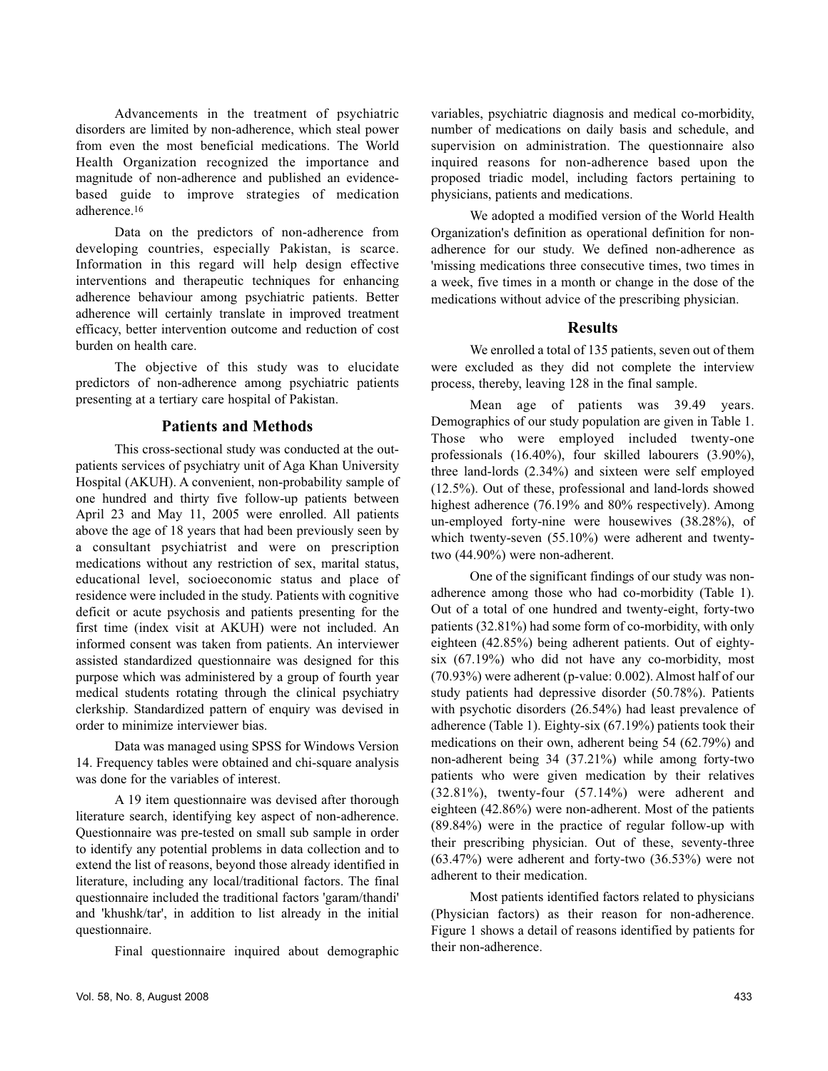Advancements in the treatment of psychiatric disorders are limited by non-adherence, which steal power from even the most beneficial medications. The World Health Organization recognized the importance and magnitude of non-adherence and published an evidence-based guide to improve strategies of medication adherence.[16]

Data on the predictors of non-adherence from developing countries, especially Pakistan, is scarce. Information in this regard will help design effective interventions and therapeutic techniques for enhancing adherence behaviour among psychiatric patients. Better adherence will certainly translate in improved treatment efficacy, better intervention outcome and reduction of cost burden on health care.

The objective of this study was to elucidate predictors of non-adherence among psychiatric patients presenting at a tertiary care hospital of Pakistan.

## Patients and Methods

This cross-sectional study was conducted at the out-patients services of psychiatry unit of Aga Khan University Hospital (AKUH). A convenient, non-probability sample of one hundred and thirty five follow-up patients between April 23 and May 11, 2005 were enrolled. All patients above the age of 18 years that had been previously seen by a consultant psychiatrist and were on prescription medications without any restriction of sex, marital status, educational level, socioeconomic status and place of residence were included in the study. Patients with cognitive deficit or acute psychosis and patients presenting for the first time (index visit at AKUH) were not included. An informed consent was taken from patients. An interviewer assisted standardized questionnaire was designed for this purpose which was administered by a group of fourth year medical students rotating through the clinical psychiatry clerkship. Standardized pattern of enquiry was devised in order to minimize interviewer bias.

Data was managed using SPSS for Windows Version 14. Frequency tables were obtained and chi-square analysis was done for the variables of interest.

A 19 item questionnaire was devised after thorough literature search, identifying key aspect of non-adherence. Questionnaire was pre-tested on small sub sample in order to identify any potential problems in data collection and to extend the list of reasons, beyond those already identified in literature, including any local/traditional factors. The final questionnaire included the traditional factors 'garam/thandi' and 'khushk/tar', in addition to list already in the initial questionnaire.

Final questionnaire inquired about demographic variables, psychiatric diagnosis and medical co-morbidity, number of medications on daily basis and schedule, and supervision on administration. The questionnaire also inquired reasons for non-adherence based upon the proposed triadic model, including factors pertaining to physicians, patients and medications.

We adopted a modified version of the World Health Organization's definition as operational definition for non-adherence for our study. We defined non-adherence as 'missing medications three consecutive times, two times in a week, five times in a month or change in the dose of the medications without advice of the prescribing physician.

## Results

We enrolled a total of 135 patients, seven out of them were excluded as they did not complete the interview process, thereby, leaving 128 in the final sample.

Mean age of patients was 39.49 years. Demographics of our study population are given in Table 1. Those who were employed included twenty-one professionals (16.40%), four skilled labourers (3.90%), three land-lords (2.34%) and sixteen were self employed (12.5%). Out of these, professional and land-lords showed highest adherence (76.19% and 80% respectively). Among un-employed forty-nine were housewives (38.28%), of which twenty-seven (55.10%) were adherent and twenty-two (44.90%) were non-adherent.

One of the significant findings of our study was non-adherence among those who had co-morbidity (Table 1). Out of a total of one hundred and twenty-eight, forty-two patients (32.81%) had some form of co-morbidity, with only eighteen (42.85%) being adherent patients. Out of eighty-six (67.19%) who did not have any co-morbidity, most (70.93%) were adherent (p-value: 0.002). Almost half of our study patients had depressive disorder (50.78%). Patients with psychotic disorders (26.54%) had least prevalence of adherence (Table 1). Eighty-six (67.19%) patients took their medications on their own, adherent being 54 (62.79%) and non-adherent being 34 (37.21%) while among forty-two patients who were given medication by their relatives (32.81%), twenty-four (57.14%) were adherent and eighteen (42.86%) were non-adherent. Most of the patients (89.84%) were in the practice of regular follow-up with their prescribing physician. Out of these, seventy-three (63.47%) were adherent and forty-two (36.53%) were not adherent to their medication.

Most patients identified factors related to physicians (Physician factors) as their reason for non-adherence. Figure 1 shows a detail of reasons identified by patients for their non-adherence.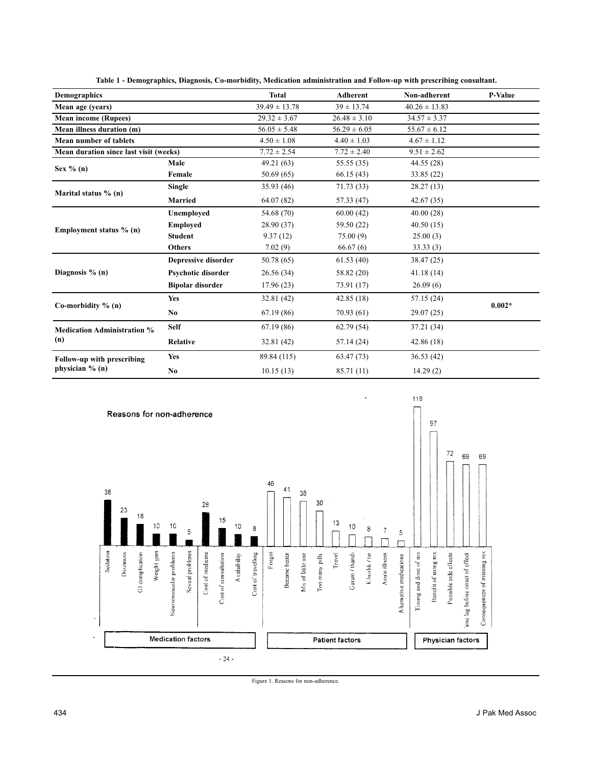**Table 1 - Demographics, Diagnosis, Co-morbidity, Medication administration and Follow-up with prescribing consultant.**

| Demographics | | Total | Adherent | Non-adherent | P-Value |
|---|---|---|---|---|---|
| **Mean age (years)** | | 39.49 ± 13.78 | 39 ± 13.74 | 40.26 ± 13.83 | |
| **Mean income (Rupees)** | | 29.32 ± 3.67 | 26.48 ± 3.10 | 34.57 ± 3.37 | |
| **Mean illness duration (m)** | | 56.05 ± 5.48 | 56.29 ± 6.05 | 55.67 ± 6.12 | |
| **Mean number of tablets** | | 4.50 ± 1.08 | 4.40 ± 1.03 | 4.67 ± 1.12 | |
| **Mean duration since last visit (weeks)** | | 7.72 ± 2.54 | 7.72 ± 2.40 | 9.51 ± 2.62 | |
| **Sex % (n)** | **Male** | 49.21 (63) | 55.55 (35) | 44.55 (28) | |
| | **Female** | 50.69 (65) | 66.15 (43) | 33.85 (22) | |
| **Marital status % (n)** | **Single** | 35.93 (46) | 71.73 (33) | 28.27 (13) | |
| | **Married** | 64.07 (82) | 57.33 (47) | 42.67 (35) | |
| **Employment status % (n)** | **Unemployed** | 54.68 (70) | 60.00 (42) | 40.00 (28) | |
| | **Employed** | 28.90 (37) | 59.50 (22) | 40.50 (15) | |
| | **Student** | 9.37 (12) | 75.00 (9) | 25.00 (3) | |
| | **Others** | 7.02 (9) | 66.67 (6) | 33.33 (3) | |
| **Diagnosis % (n)** | **Depressive disorder** | 50.78 (65) | 61.53 (40) | 38.47 (25) | |
| | **Psychotic disorder** | 26.56 (34) | 58.82 (20) | 41.18 (14) | |
| | **Bipolar disorder** | 17.96 (23) | 73.91 (17) | 26.09 (6) | |
| **Co-morbidity % (n)** | **Yes** | 32.81 (42) | 42.85 (18) | 57.15 (24) | **0.002*** |
| | **No** | 67.19 (86) | 70.93 (61) | 29.07 (25) | |
| **Medication Administration % (n)** | **Self** | 67.19 (86) | 62.79 (54) | 37.21 (34) | |
| | **Relative** | 32.81 (42) | 57.14 (24) | 42.86 (18) | |
| **Follow-up with prescribing physician % (n)** | **Yes** | 89.84 (115) | 63.47 (73) | 36.53 (42) | |
| | **No** | 10.15 (13) | 85.71 (11) | 14.29 (2) | |

Figure 1. Reasons for non-adherence.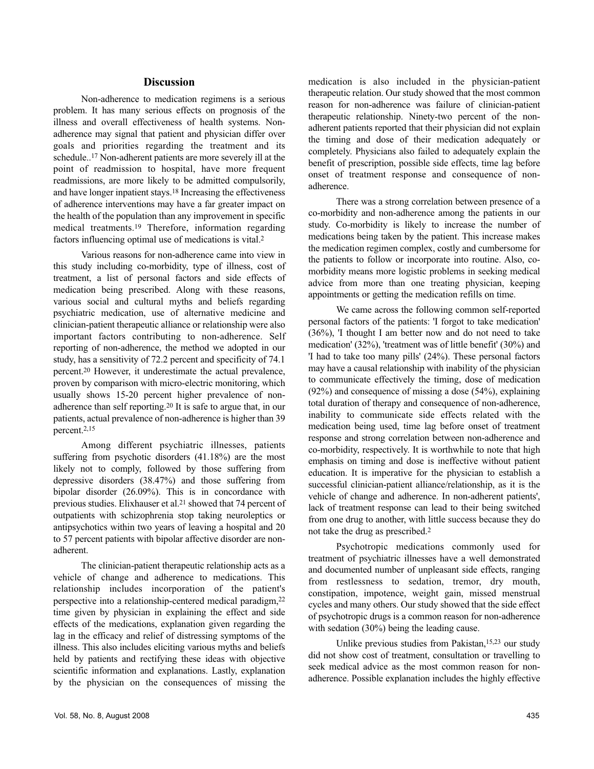## Discussion

Non-adherence to medication regimens is a serious problem. It has many serious effects on prognosis of the illness and overall effectiveness of health systems. Non-adherence may signal that patient and physician differ over goals and priorities regarding the treatment and its schedule..[17] Non-adherent patients are more severely ill at the point of readmission to hospital, have more frequent readmissions, are more likely to be admitted compulsorily, and have longer inpatient stays.[18] Increasing the effectiveness of adherence interventions may have a far greater impact on the health of the population than any improvement in specific medical treatments.[19] Therefore, information regarding factors influencing optimal use of medications is vital.[2]

Various reasons for non-adherence came into view in this study including co-morbidity, type of illness, cost of treatment, a list of personal factors and side effects of medication being prescribed. Along with these reasons, various social and cultural myths and beliefs regarding psychiatric medication, use of alternative medicine and clinician-patient therapeutic alliance or relationship were also important factors contributing to non-adherence. Self reporting of non-adherence, the method we adopted in our study, has a sensitivity of 72.2 percent and specificity of 74.1 percent.[20] However, it underestimate the actual prevalence, proven by comparison with micro-electric monitoring, which usually shows 15-20 percent higher prevalence of non-adherence than self reporting.[20] It is safe to argue that, in our patients, actual prevalence of non-adherence is higher than 39 percent.[2,15]

Among different psychiatric illnesses, patients suffering from psychotic disorders (41.18%) are the most likely not to comply, followed by those suffering from depressive disorders (38.47%) and those suffering from bipolar disorder (26.09%). This is in concordance with previous studies. Elixhauser et al.[21] showed that 74 percent of outpatients with schizophrenia stop taking neuroleptics or antipsychotics within two years of leaving a hospital and 20 to 57 percent patients with bipolar affective disorder are non-adherent.

The clinician-patient therapeutic relationship acts as a vehicle of change and adherence to medications. This relationship includes incorporation of the patient's perspective into a relationship-centered medical paradigm,[22] time given by physician in explaining the effect and side effects of the medications, explanation given regarding the lag in the efficacy and relief of distressing symptoms of the illness. This also includes eliciting various myths and beliefs held by patients and rectifying these ideas with objective scientific information and explanations. Lastly, explanation by the physician on the consequences of missing the medication is also included in the physician-patient therapeutic relation. Our study showed that the most common reason for non-adherence was failure of clinician-patient therapeutic relationship. Ninety-two percent of the non-adherent patients reported that their physician did not explain the timing and dose of their medication adequately or completely. Physicians also failed to adequately explain the benefit of prescription, possible side effects, time lag before onset of treatment response and consequence of non-adherence.

There was a strong correlation between presence of a co-morbidity and non-adherence among the patients in our study. Co-morbidity is likely to increase the number of medications being taken by the patient. This increase makes the medication regimen complex, costly and cumbersome for the patients to follow or incorporate into routine. Also, co-morbidity means more logistic problems in seeking medical advice from more than one treating physician, keeping appointments or getting the medication refills on time.

We came across the following common self-reported personal factors of the patients: 'I forgot to take medication' (36%), 'I thought I am better now and do not need to take medication' (32%), 'treatment was of little benefit' (30%) and 'I had to take too many pills' (24%). These personal factors may have a causal relationship with inability of the physician to communicate effectively the timing, dose of medication (92%) and consequence of missing a dose (54%), explaining total duration of therapy and consequence of non-adherence, inability to communicate side effects related with the medication being used, time lag before onset of treatment response and strong correlation between non-adherence and co-morbidity, respectively. It is worthwhile to note that high emphasis on timing and dose is ineffective without patient education. It is imperative for the physician to establish a successful clinician-patient alliance/relationship, as it is the vehicle of change and adherence. In non-adherent patients', lack of treatment response can lead to their being switched from one drug to another, with little success because they do not take the drug as prescribed.[2]

Psychotropic medications commonly used for treatment of psychiatric illnesses have a well demonstrated and documented number of unpleasant side effects, ranging from restlessness to sedation, tremor, dry mouth, constipation, impotence, weight gain, missed menstrual cycles and many others. Our study showed that the side effect of psychotropic drugs is a common reason for non-adherence with sedation (30%) being the leading cause.

Unlike previous studies from Pakistan,[15,23] our study did not show cost of treatment, consultation or travelling to seek medical advice as the most common reason for non-adherence. Possible explanation includes the highly effective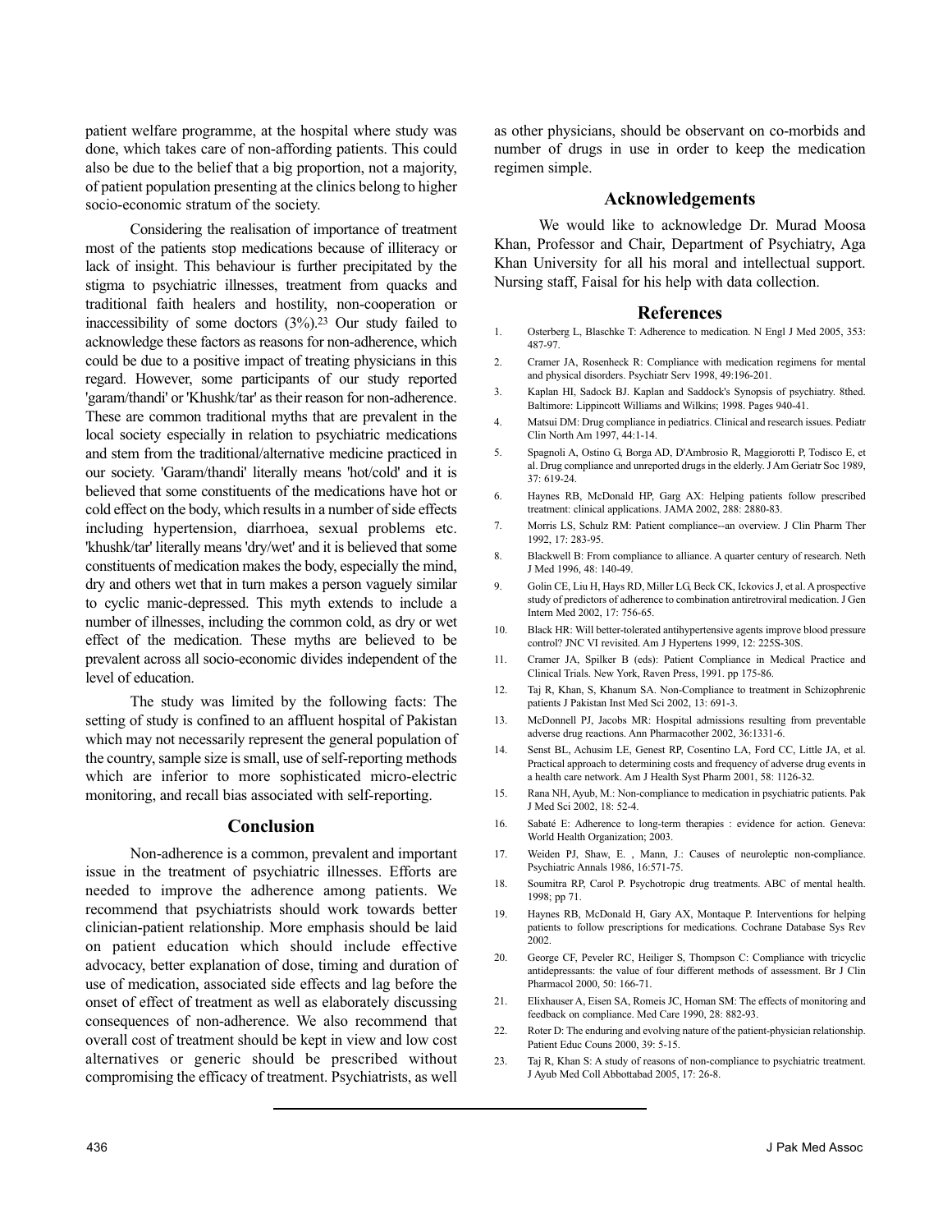patient welfare programme, at the hospital where study was done, which takes care of non-affording patients. This could also be due to the belief that a big proportion, not a majority, of patient population presenting at the clinics belong to higher socio-economic stratum of the society.

Considering the realisation of importance of treatment most of the patients stop medications because of illiteracy or lack of insight. This behaviour is further precipitated by the stigma to psychiatric illnesses, treatment from quacks and traditional faith healers and hostility, non-cooperation or inaccessibility of some doctors (3%).[23] Our study failed to acknowledge these factors as reasons for non-adherence, which could be due to a positive impact of treating physicians in this regard. However, some participants of our study reported 'garam/thandi' or 'Khushk/tar' as their reason for non-adherence. These are common traditional myths that are prevalent in the local society especially in relation to psychiatric medications and stem from the traditional/alternative medicine practiced in our society. 'Garam/thandi' literally means 'hot/cold' and it is believed that some constituents of the medications have hot or cold effect on the body, which results in a number of side effects including hypertension, diarrhoea, sexual problems etc. 'khushk/tar' literally means 'dry/wet' and it is believed that some constituents of medication makes the body, especially the mind, dry and others wet that in turn makes a person vaguely similar to cyclic manic-depressed. This myth extends to include a number of illnesses, including the common cold, as dry or wet effect of the medication. These myths are believed to be prevalent across all socio-economic divides independent of the level of education.

The study was limited by the following facts: The setting of study is confined to an affluent hospital of Pakistan which may not necessarily represent the general population of the country, sample size is small, use of self-reporting methods which are inferior to more sophisticated micro-electric monitoring, and recall bias associated with self-reporting.

## Conclusion

Non-adherence is a common, prevalent and important issue in the treatment of psychiatric illnesses. Efforts are needed to improve the adherence among patients. We recommend that psychiatrists should work towards better clinician-patient relationship. More emphasis should be laid on patient education which should include effective advocacy, better explanation of dose, timing and duration of use of medication, associated side effects and lag before the onset of effect of treatment as well as elaborately discussing consequences of non-adherence. We also recommend that overall cost of treatment should be kept in view and low cost alternatives or generic should be prescribed without compromising the efficacy of treatment. Psychiatrists, as well as other physicians, should be observant on co-morbids and number of drugs in use in order to keep the medication regimen simple.

## Acknowledgements

We would like to acknowledge Dr. Murad Moosa Khan, Professor and Chair, Department of Psychiatry, Aga Khan University for all his moral and intellectual support. Nursing staff, Faisal for his help with data collection.

## References

1. Osterberg L, Blaschke T: Adherence to medication. N Engl J Med 2005, 353: 487-97.
2. Cramer JA, Rosenheck R: Compliance with medication regimens for mental and physical disorders. Psychiatr Serv 1998, 49:196-201.
3. Kaplan HI, Sadock BJ. Kaplan and Saddock's Synopsis of psychiatry. 8thed. Baltimore: Lippincott Williams and Wilkins; 1998. Pages 940-41.
4. Matsui DM: Drug compliance in pediatrics. Clinical and research issues. Pediatr Clin North Am 1997, 44:1-14.
5. Spagnoli A, Ostino G, Borga AD, D'Ambrosio R, Maggiorotti P, Todisco E, et al. Drug compliance and unreported drugs in the elderly. J Am Geriatr Soc 1989, 37: 619-24.
6. Haynes RB, McDonald HP, Garg AX: Helping patients follow prescribed treatment: clinical applications. JAMA 2002, 288: 2880-83.
7. Morris LS, Schulz RM: Patient compliance--an overview. J Clin Pharm Ther 1992, 17: 283-95.
8. Blackwell B: From compliance to alliance. A quarter century of research. Neth J Med 1996, 48: 140-49.
9. Golin CE, Liu H, Hays RD, Miller LG, Beck CK, Ickovics J, et al. A prospective study of predictors of adherence to combination antiretroviral medication. J Gen Intern Med 2002, 17: 756-65.
10. Black HR: Will better-tolerated antihypertensive agents improve blood pressure control? JNC VI revisited. Am J Hypertens 1999, 12: 225S-30S.
11. Cramer JA, Spilker B (eds): Patient Compliance in Medical Practice and Clinical Trials. New York, Raven Press, 1991. pp 175-86.
12. Taj R, Khan, S, Khanum SA. Non-Compliance to treatment in Schizophrenic patients J Pakistan Inst Med Sci 2002, 13: 691-3.
13. McDonnell PJ, Jacobs MR: Hospital admissions resulting from preventable adverse drug reactions. Ann Pharmacother 2002, 36:1331-6.
14. Senst BL, Achusim LE, Genest RP, Cosentino LA, Ford CC, Little JA, et al. Practical approach to determining costs and frequency of adverse drug events in a health care network. Am J Health Syst Pharm 2001, 58: 1126-32.
15. Rana NH, Ayub, M.: Non-compliance to medication in psychiatric patients. Pak J Med Sci 2002, 18: 52-4.
16. Sabaté E: Adherence to long-term therapies : evidence for action. Geneva: World Health Organization; 2003.
17. Weiden PJ, Shaw, E. , Mann, J.: Causes of neuroleptic non-compliance. Psychiatric Annals 1986, 16:571-75.
18. Soumitra RP, Carol P. Psychotropic drug treatments. ABC of mental health. 1998; pp 71.
19. Haynes RB, McDonald H, Gary AX, Montaque P. Interventions for helping patients to follow prescriptions for medications. Cochrane Database Sys Rev 2002.
20. George CF, Peveler RC, Heiliger S, Thompson C: Compliance with tricyclic antidepressants: the value of four different methods of assessment. Br J Clin Pharmacol 2000, 50: 166-71.
21. Elixhauser A, Eisen SA, Romeis JC, Homan SM: The effects of monitoring and feedback on compliance. Med Care 1990, 28: 882-93.
22. Roter D: The enduring and evolving nature of the patient-physician relationship. Patient Educ Couns 2000, 39: 5-15.
23. Taj R, Khan S: A study of reasons of non-compliance to psychiatric treatment. J Ayub Med Coll Abbottabad 2005, 17: 26-8.